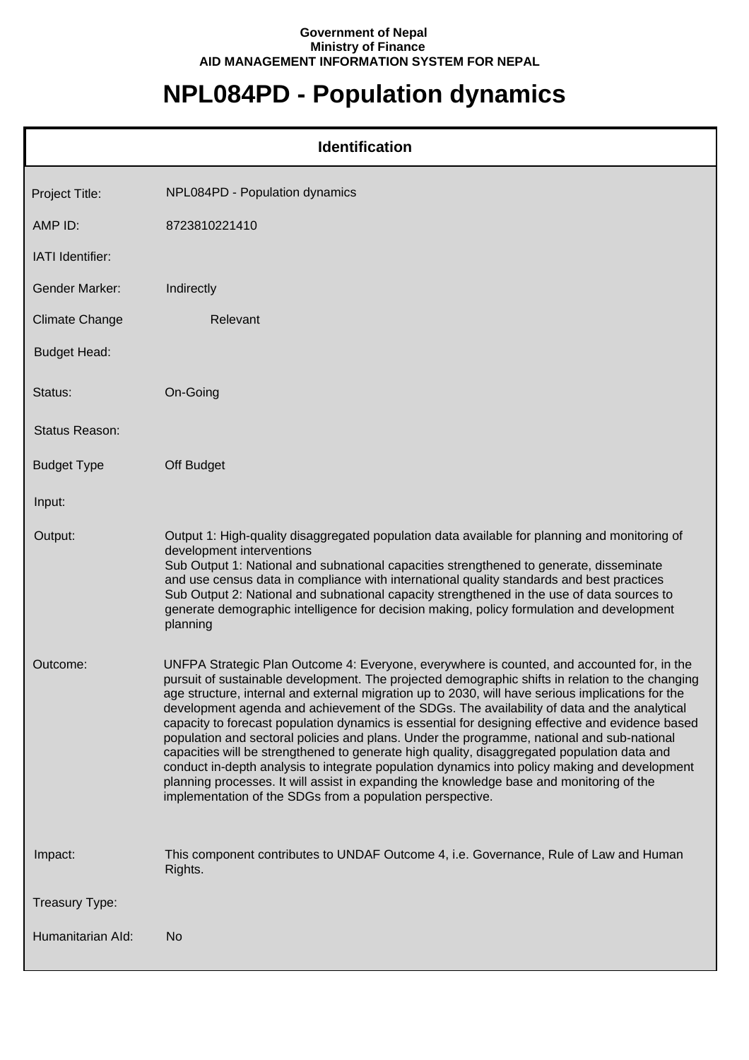**Government of Nepal**
**Ministry of Finance**
**AID MANAGEMENT INFORMATION SYSTEM FOR NEPAL**

# NPL084PD - Population dynamics

## Identification

| | |
|---|---|
| Project Title: | NPL084PD - Population dynamics |
| AMP ID: | 8723810221410 |
| IATI Identifier: | |
| Gender Marker: | Indirectly |
| Climate Change | Relevant |
| Budget Head: | |
| Status: | On-Going |
| Status Reason: | |
| Budget Type | Off Budget |
| Input: | |
| Output: | Output 1: High-quality disaggregated population data available for planning and monitoring of development interventions<br>Sub Output 1: National and subnational capacities strengthened to generate, disseminate and use census data in compliance with international quality standards and best practices<br>Sub Output 2: National and subnational capacity strengthened in the use of data sources to generate demographic intelligence for decision making, policy formulation and development planning |
| Outcome: | UNFPA Strategic Plan Outcome 4: Everyone, everywhere is counted, and accounted for, in the pursuit of sustainable development. The projected demographic shifts in relation to the changing age structure, internal and external migration up to 2030, will have serious implications for the development agenda and achievement of the SDGs. The availability of data and the analytical capacity to forecast population dynamics is essential for designing effective and evidence based population and sectoral policies and plans. Under the programme, national and sub-national capacities will be strengthened to generate high quality, disaggregated population data and conduct in-depth analysis to integrate population dynamics into policy making and development planning processes. It will assist in expanding the knowledge base and monitoring of the implementation of the SDGs from a population perspective. |
| Impact: | This component contributes to UNDAF Outcome 4, i.e. Governance, Rule of Law and Human Rights. |
| Treasury Type: | |
| Humanitarian AId: | No |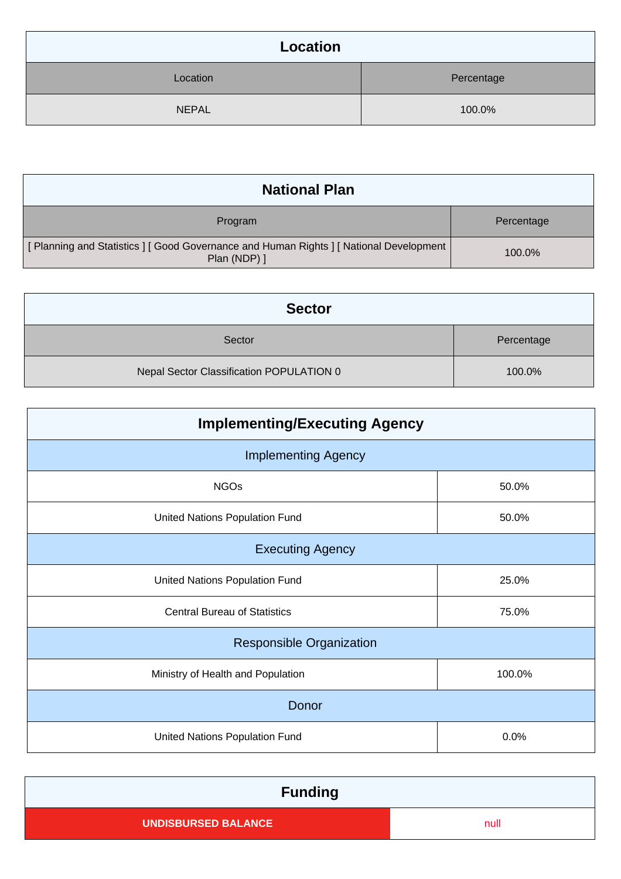## Location

| Location | Percentage |
| --- | --- |
| NEPAL | 100.0% |

## National Plan

| Program | Percentage |
| --- | --- |
| [ Planning and Statistics ] [ Good Governance and Human Rights ] [ National Development Plan (NDP) ] | 100.0% |

## Sector

| Sector | Percentage |
| --- | --- |
| Nepal Sector Classification POPULATION 0 | 100.0% |

## Implementing/Executing Agency

| Implementing Agency | |
| --- | --- |
| NGOs | 50.0% |
| United Nations Population Fund | 50.0% |
| **Executing Agency** | |
| United Nations Population Fund | 25.0% |
| Central Bureau of Statistics | 75.0% |
| **Responsible Organization** | |
| Ministry of Health and Population | 100.0% |
| **Donor** | |
| United Nations Population Fund | 0.0% |

## Funding

| UNDISBURSED BALANCE | null |
| --- | --- |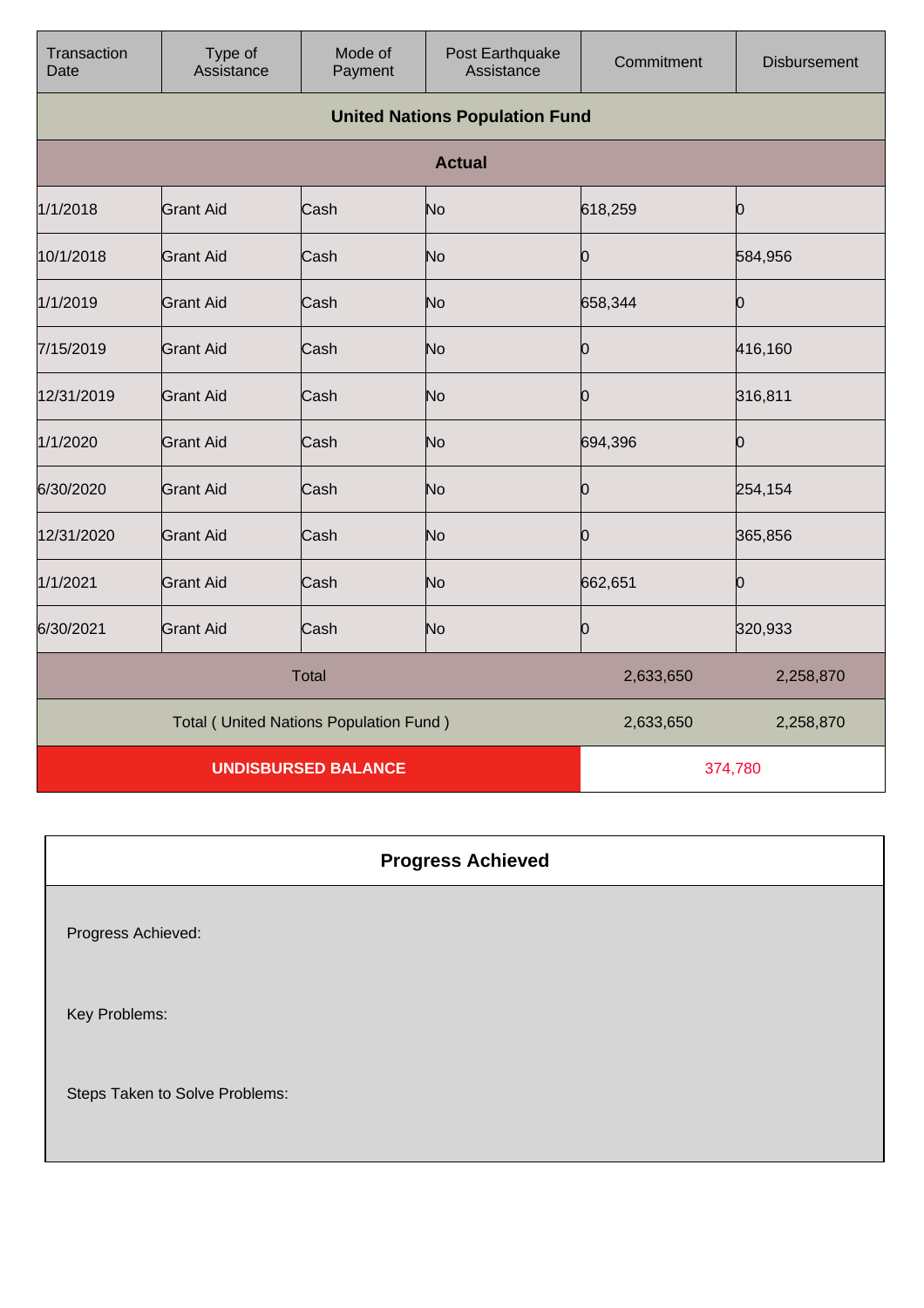| Transaction Date | Type of Assistance | Mode of Payment | Post Earthquake Assistance | Commitment | Disbursement |
|---|---|---|---|---|---|
| **United Nations Population Fund** | | | | | |
| **Actual** | | | | | |
| 1/1/2018 | Grant Aid | Cash | No | 618,259 | 0 |
| 10/1/2018 | Grant Aid | Cash | No | 0 | 584,956 |
| 1/1/2019 | Grant Aid | Cash | No | 658,344 | 0 |
| 7/15/2019 | Grant Aid | Cash | No | 0 | 416,160 |
| 12/31/2019 | Grant Aid | Cash | No | 0 | 316,811 |
| 1/1/2020 | Grant Aid | Cash | No | 694,396 | 0 |
| 6/30/2020 | Grant Aid | Cash | No | 0 | 254,154 |
| 12/31/2020 | Grant Aid | Cash | No | 0 | 365,856 |
| 1/1/2021 | Grant Aid | Cash | No | 662,651 | 0 |
| 6/30/2021 | Grant Aid | Cash | No | 0 | 320,933 |
| Total | | | | 2,633,650 | 2,258,870 |
| Total ( United Nations Population Fund ) | | | | 2,633,650 | 2,258,870 |
| **UNDISBURSED BALANCE** | | | | 374,780 | |

| **Progress Achieved** |
|---|
| Progress Achieved: |
| Key Problems: |
| Steps Taken to Solve Problems: |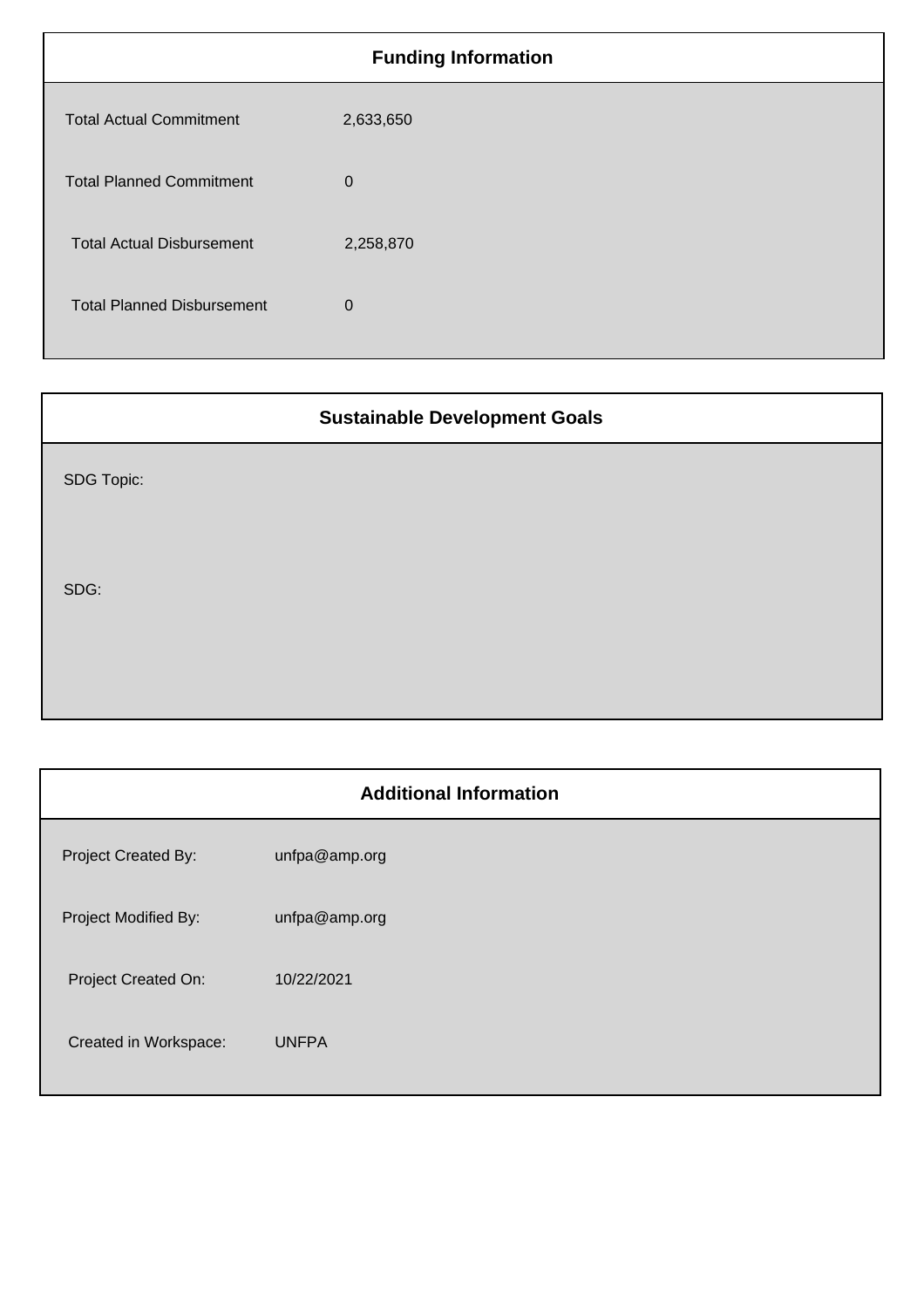## Funding Information

| | |
|---|---|
| Total Actual Commitment | 2,633,650 |
| Total Planned Commitment | 0 |
| Total Actual Disbursement | 2,258,870 |
| Total Planned Disbursement | 0 |

## Sustainable Development Goals

SDG Topic:

SDG:

## Additional Information

| | |
|---|---|
| Project Created By: | unfpa@amp.org |
| Project Modified By: | unfpa@amp.org |
| Project Created On: | 10/22/2021 |
| Created in Workspace: | UNFPA |